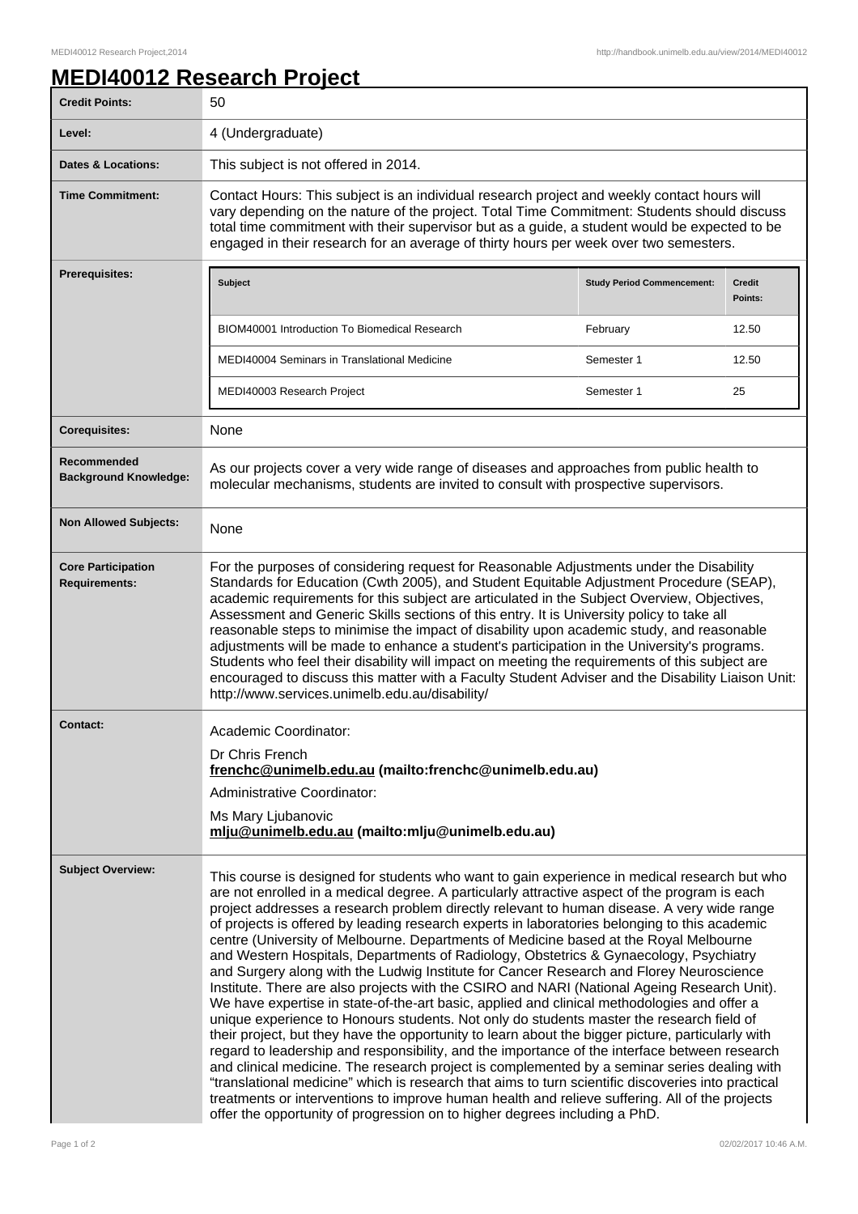# MEDI40012 Research Project

| | |
|---|---|
| **Credit Points:** | 50 |
| **Level:** | 4 (Undergraduate) |
| **Dates & Locations:** | This subject is not offered in 2014. |
| **Time Commitment:** | Contact Hours: This subject is an individual research project and weekly contact hours will vary depending on the nature of the project. Total Time Commitment: Students should discuss total time commitment with their supervisor but as a guide, a student would be expected to be engaged in their research for an average of thirty hours per week over two semesters. |
| **Prerequisites:** | See table below |
| **Corequisites:** | None |
| **Recommended Background Knowledge:** | As our projects cover a very wide range of diseases and approaches from public health to molecular mechanisms, students are invited to consult with prospective supervisors. |
| **Non Allowed Subjects:** | None |
| **Core Participation Requirements:** | For the purposes of considering request for Reasonable Adjustments under the Disability Standards for Education (Cwth 2005), and Student Equitable Adjustment Procedure (SEAP), academic requirements for this subject are articulated in the Subject Overview, Objectives, Assessment and Generic Skills sections of this entry. It is University policy to take all reasonable steps to minimise the impact of disability upon academic study, and reasonable adjustments will be made to enhance a student's participation in the University's programs. Students who feel their disability will impact on meeting the requirements of this subject are encouraged to discuss this matter with a Faculty Student Adviser and the Disability Liaison Unit: http://www.services.unimelb.edu.au/disability/ |
| **Contact:** | Academic Coordinator:<br>Dr Chris French<br>**frenchc@unimelb.edu.au (mailto:frenchc@unimelb.edu.au)**<br>Administrative Coordinator:<br>Ms Mary Ljubanovic<br>**mlju@unimelb.edu.au (mailto:mlju@unimelb.edu.au)** |
| **Subject Overview:** | This course is designed for students who want to gain experience in medical research but who are not enrolled in a medical degree. A particularly attractive aspect of the program is each project addresses a research problem directly relevant to human disease. A very wide range of projects is offered by leading research experts in laboratories belonging to this academic centre (University of Melbourne. Departments of Medicine based at the Royal Melbourne and Western Hospitals, Departments of Radiology, Obstetrics & Gynaecology, Psychiatry and Surgery along with the Ludwig Institute for Cancer Research and Florey Neuroscience Institute. There are also projects with the CSIRO and NARI (National Ageing Research Unit). We have expertise in state-of-the-art basic, applied and clinical methodologies and offer a unique experience to Honours students. Not only do students master the research field of their project, but they have the opportunity to learn about the bigger picture, particularly with regard to leadership and responsibility, and the importance of the interface between research and clinical medicine. The research project is complemented by a seminar series dealing with "translational medicine" which is research that aims to turn scientific discoveries into practical treatments or interventions to improve human health and relieve suffering. All of the projects offer the opportunity of progression on to higher degrees including a PhD. |

**Prerequisites:**

| Subject | Study Period Commencement: | Credit Points: |
|---|---|---|
| BIOM40001 Introduction To Biomedical Research | February | 12.50 |
| MEDI40004 Seminars in Translational Medicine | Semester 1 | 12.50 |
| MEDI40003 Research Project | Semester 1 | 25 |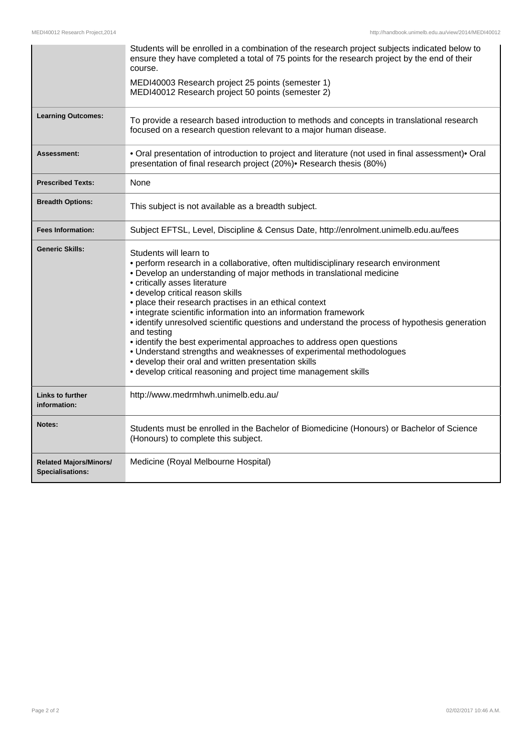| | |
|---|---|
| | Students will be enrolled in a combination of the research project subjects indicated below to ensure they have completed a total of 75 points for the research project by the end of their course.<br><br>MEDI40003 Research project 25 points (semester 1)<br>MEDI40012 Research project 50 points (semester 2) |
| **Learning Outcomes:** | To provide a research based introduction to methods and concepts in translational research focused on a research question relevant to a major human disease. |
| **Assessment:** | • Oral presentation of introduction to project and literature (not used in final assessment)• Oral presentation of final research project (20%)• Research thesis (80%) |
| **Prescribed Texts:** | None |
| **Breadth Options:** | This subject is not available as a breadth subject. |
| **Fees Information:** | Subject EFTSL, Level, Discipline & Census Date, http://enrolment.unimelb.edu.au/fees |
| **Generic Skills:** | Students will learn to<br>• perform research in a collaborative, often multidisciplinary research environment<br>• Develop an understanding of major methods in translational medicine<br>• critically asses literature<br>• develop critical reason skills<br>• place their research practises in an ethical context<br>• integrate scientific information into an information framework<br>• identify unresolved scientific questions and understand the process of hypothesis generation and testing<br>• identify the best experimental approaches to address open questions<br>• Understand strengths and weaknesses of experimental methodologues<br>• develop their oral and written presentation skills<br>• develop critical reasoning and project time management skills |
| **Links to further information:** | http://www.medrmhwh.unimelb.edu.au/ |
| **Notes:** | Students must be enrolled in the Bachelor of Biomedicine (Honours) or Bachelor of Science (Honours) to complete this subject. |
| **Related Majors/Minors/ Specialisations:** | Medicine (Royal Melbourne Hospital) |